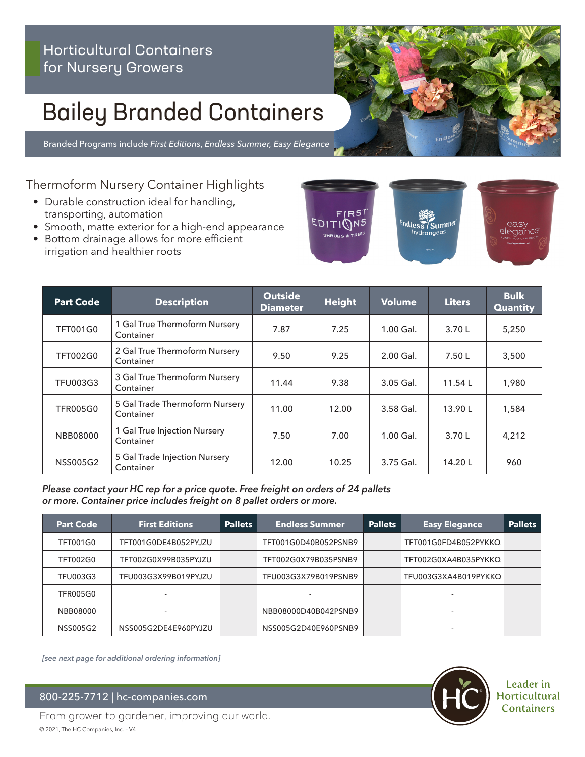Horticultural Containers for Nursery Growers

# Bailey Branded Containers

Branded Programs include *First Editions*, *Endless Summer*, *Easy Elegance*

## Thermoform Nursery Container Highlights

- Durable construction ideal for handling, transporting, automation
- Smooth, matte exterior for a high-end appearance
- Bottom drainage allows for more efficient irrigation and healthier roots

| Part Code | Description | Outside Diameter | Height | Volume | Liters | Bulk Quantity |
|---|---|---|---|---|---|---|
| TFT001G0 | 1 Gal True Thermoform Nursery Container | 7.87 | 7.25 | 1.00 Gal. | 3.70 L | 5,250 |
| TFT002G0 | 2 Gal True Thermoform Nursery Container | 9.50 | 9.25 | 2.00 Gal. | 7.50 L | 3,500 |
| TFU003G3 | 3 Gal True Thermoform Nursery Container | 11.44 | 9.38 | 3.05 Gal. | 11.54 L | 1,980 |
| TFR005G0 | 5 Gal Trade Thermoform Nursery Container | 11.00 | 12.00 | 3.58 Gal. | 13.90 L | 1,584 |
| NBB08000 | 1 Gal True Injection Nursery Container | 7.50 | 7.00 | 1.00 Gal. | 3.70 L | 4,212 |
| NSS005G2 | 5 Gal Trade Injection Nursery Container | 12.00 | 10.25 | 3.75 Gal. | 14.20 L | 960 |

***Please contact your HC rep for a price quote. Free freight on orders of 24 pallets or more. Container price includes freight on 8 pallet orders or more.***

| Part Code | First Editions | Pallets | Endless Summer | Pallets | Easy Elegance | Pallets |
|---|---|---|---|---|---|---|
| TFT001G0 | TFT001G0DE4B052PYJZU | | TFT001G0D40B052PSNB9 | | TFT001G0FD4B052PYKKQ | |
| TFT002G0 | TFT002G0X99B035PYJZU | | TFT002G0X79B035PSNB9 | | TFT002G0XA4B035PYKKQ | |
| TFU003G3 | TFU003G3X99B019PYJZU | | TFU003G3X79B019PSNB9 | | TFU003G3XA4B019PYKKQ | |
| TFR005G0 | - | | - | | - | |
| NBB08000 | - | | NBB08000D40B042PSNB9 | | - | |
| NSS005G2 | NSS005G2DE4E960PYJZU | | NSS005G2D40E960PSNB9 | | - | |

*[see next page for additional ordering information]*

800-225-7712 | hc-companies.com

From grower to gardener, improving our world.

Leader in Horticultural Containers

© 2021, The HC Companies, Inc. - V4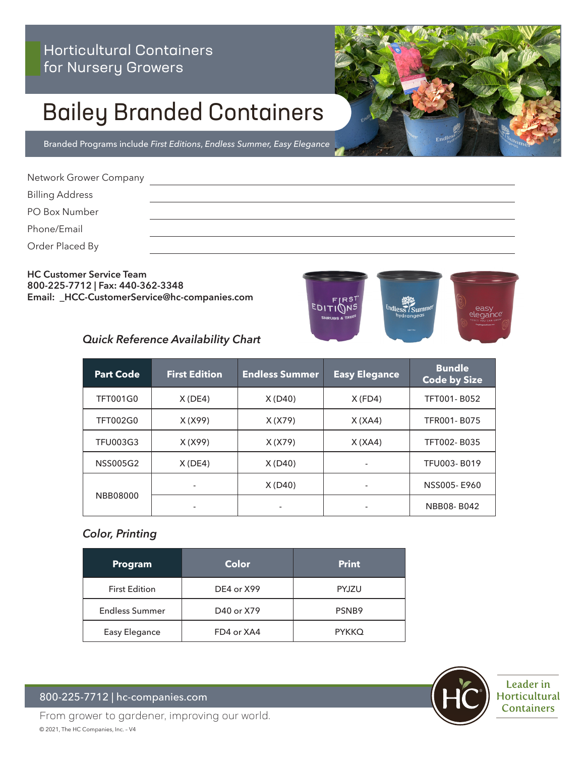Horticultural Containers
for Nursery Growers

# Bailey Branded Containers

Branded Programs include *First Editions*, *Endless Summer*, *Easy Elegance*

Network Grower Company

Billing Address

PO Box Number

Phone/Email

Order Placed By

**HC Customer Service Team**
**800-225-7712 | Fax: 440-362-3348**
**Email: _HCC-CustomerService@hc-companies.com**

### *Quick Reference Availability Chart*

| Part Code | First Edition | Endless Summer | Easy Elegance | Bundle Code by Size |
|---|---|---|---|---|
| TFT001G0 | X (DE4) | X (D40) | X (FD4) | TFT001- B052 |
| TFT002G0 | X (X99) | X (X79) | X (XA4) | TFR001- B075 |
| TFU003G3 | X (X99) | X (X79) | X (XA4) | TFT002- B035 |
| NSS005G2 | X (DE4) | X (D40) | - | TFU003- B019 |
| NBB08000 | - | X (D40) | - | NSS005- E960 |
| | - | - | - | NBB08- B042 |

### *Color, Printing*

| Program | Color | Print |
|---|---|---|
| First Edition | DE4 or X99 | PYJZU |
| Endless Summer | D40 or X79 | PSNB9 |
| Easy Elegance | FD4 or XA4 | PYKKQ |

800-225-7712 | hc-companies.com

From grower to gardener, improving our world.

© 2021, The HC Companies, Inc. - V4

Leader in Horticultural Containers